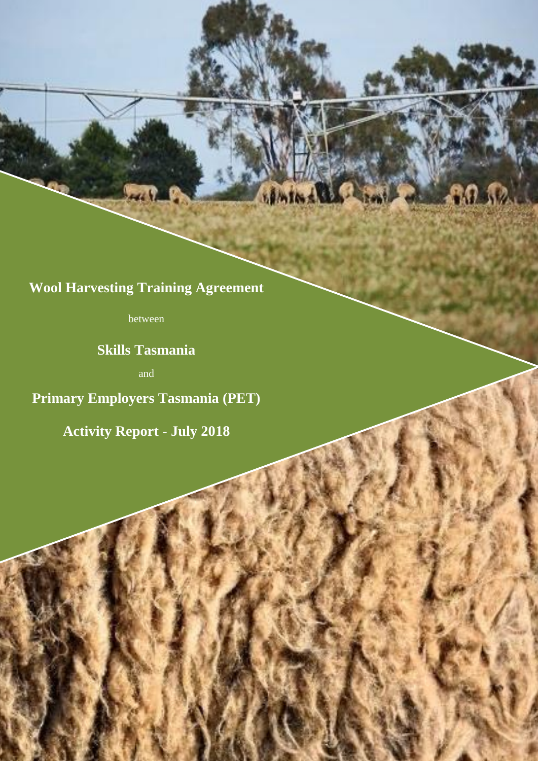# Wool Harvesting Training Agreement

between

## Skills Tasmania

and

## Primary Employers Tasmania (PET)

## Activity Report - July 2018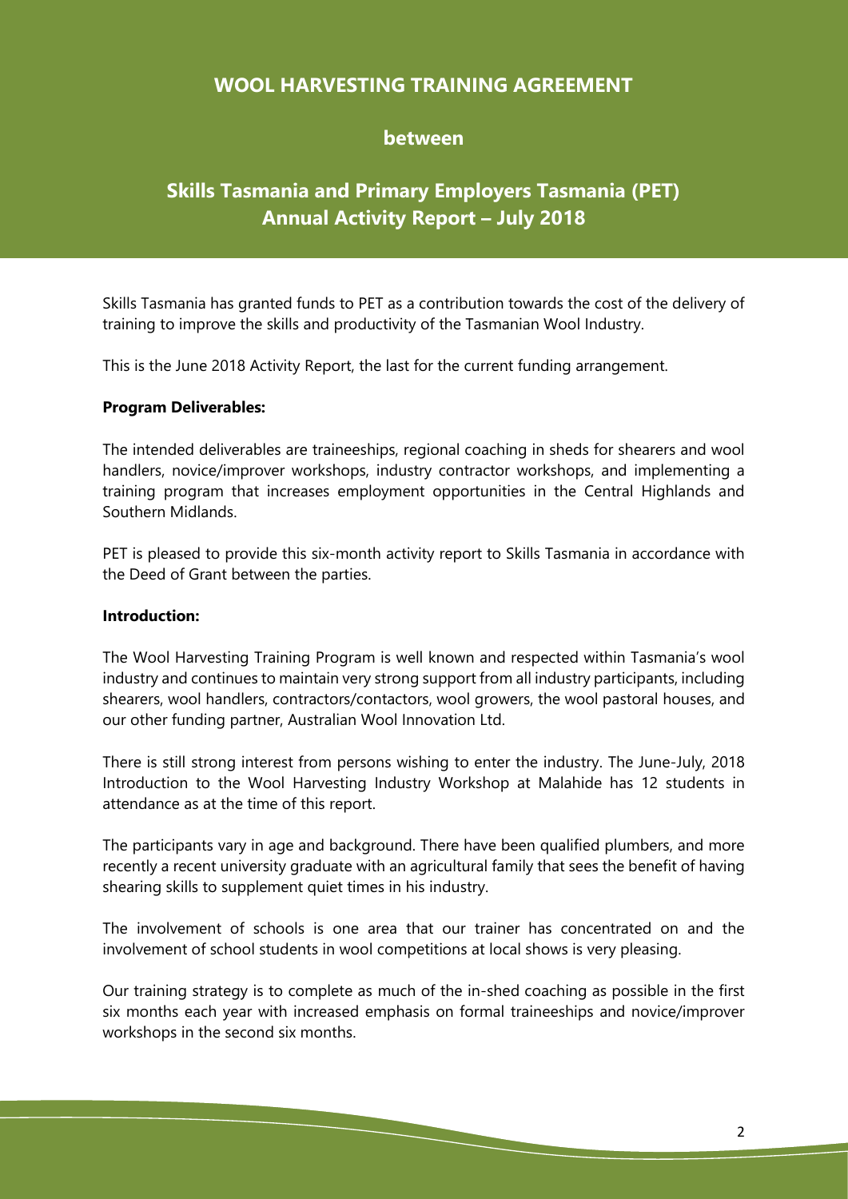# WOOL HARVESTING TRAINING AGREEMENT

## between

## Skills Tasmania and Primary Employers Tasmania (PET) Annual Activity Report – July 2018

Skills Tasmania has granted funds to PET as a contribution towards the cost of the delivery of training to improve the skills and productivity of the Tasmanian Wool Industry.

This is the June 2018 Activity Report, the last for the current funding arrangement.

**Program Deliverables:**

The intended deliverables are traineeships, regional coaching in sheds for shearers and wool handlers, novice/improver workshops, industry contractor workshops, and implementing a training program that increases employment opportunities in the Central Highlands and Southern Midlands.

PET is pleased to provide this six-month activity report to Skills Tasmania in accordance with the Deed of Grant between the parties.

**Introduction:**

The Wool Harvesting Training Program is well known and respected within Tasmania's wool industry and continues to maintain very strong support from all industry participants, including shearers, wool handlers, contractors/contactors, wool growers, the wool pastoral houses, and our other funding partner, Australian Wool Innovation Ltd.

There is still strong interest from persons wishing to enter the industry. The June-July, 2018 Introduction to the Wool Harvesting Industry Workshop at Malahide has 12 students in attendance as at the time of this report.

The participants vary in age and background. There have been qualified plumbers, and more recently a recent university graduate with an agricultural family that sees the benefit of having shearing skills to supplement quiet times in his industry.

The involvement of schools is one area that our trainer has concentrated on and the involvement of school students in wool competitions at local shows is very pleasing.

Our training strategy is to complete as much of the in-shed coaching as possible in the first six months each year with increased emphasis on formal traineeships and novice/improver workshops in the second six months.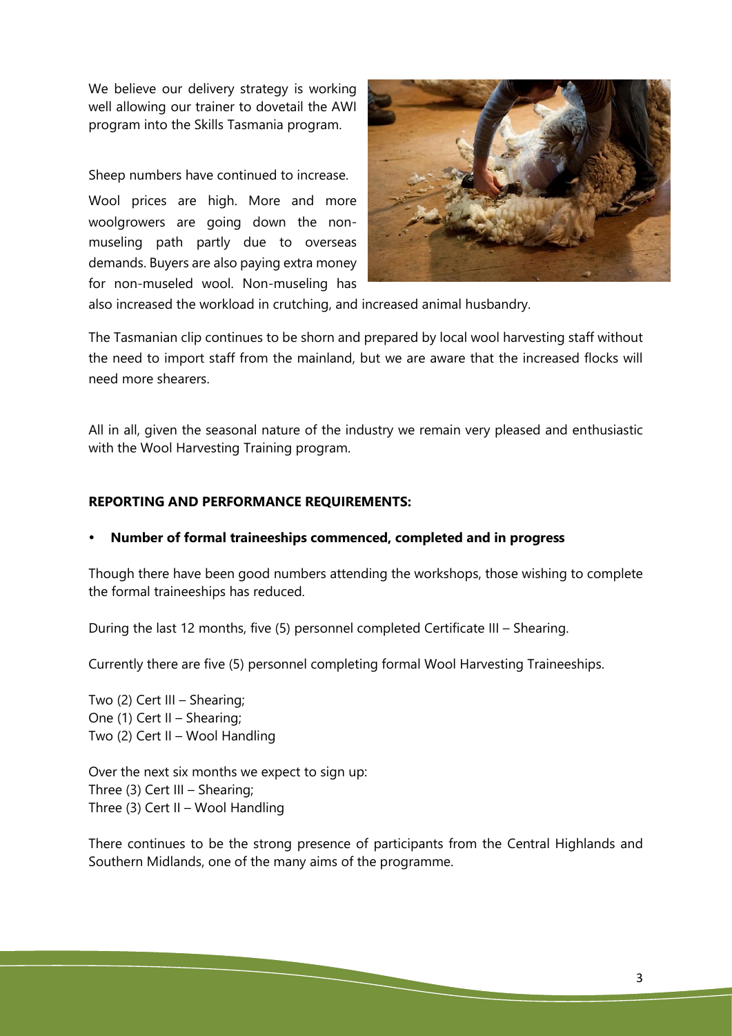We believe our delivery strategy is working well allowing our trainer to dovetail the AWI program into the Skills Tasmania program.

Sheep numbers have continued to increase.

Wool prices are high. More and more woolgrowers are going down the non-museling path partly due to overseas demands. Buyers are also paying extra money for non-museled wool. Non-museling has also increased the workload in crutching, and increased animal husbandry.

The Tasmanian clip continues to be shorn and prepared by local wool harvesting staff without the need to import staff from the mainland, but we are aware that the increased flocks will need more shearers.

All in all, given the seasonal nature of the industry we remain very pleased and enthusiastic with the Wool Harvesting Training program.

**REPORTING AND PERFORMANCE REQUIREMENTS:**

- **Number of formal traineeships commenced, completed and in progress**

Though there have been good numbers attending the workshops, those wishing to complete the formal traineeships has reduced.

During the last 12 months, five (5) personnel completed Certificate III – Shearing.

Currently there are five (5) personnel completing formal Wool Harvesting Traineeships.

Two (2) Cert III – Shearing;
One (1) Cert II – Shearing;
Two (2) Cert II – Wool Handling

Over the next six months we expect to sign up:
Three (3) Cert III – Shearing;
Three (3) Cert II – Wool Handling

There continues to be the strong presence of participants from the Central Highlands and Southern Midlands, one of the many aims of the programme.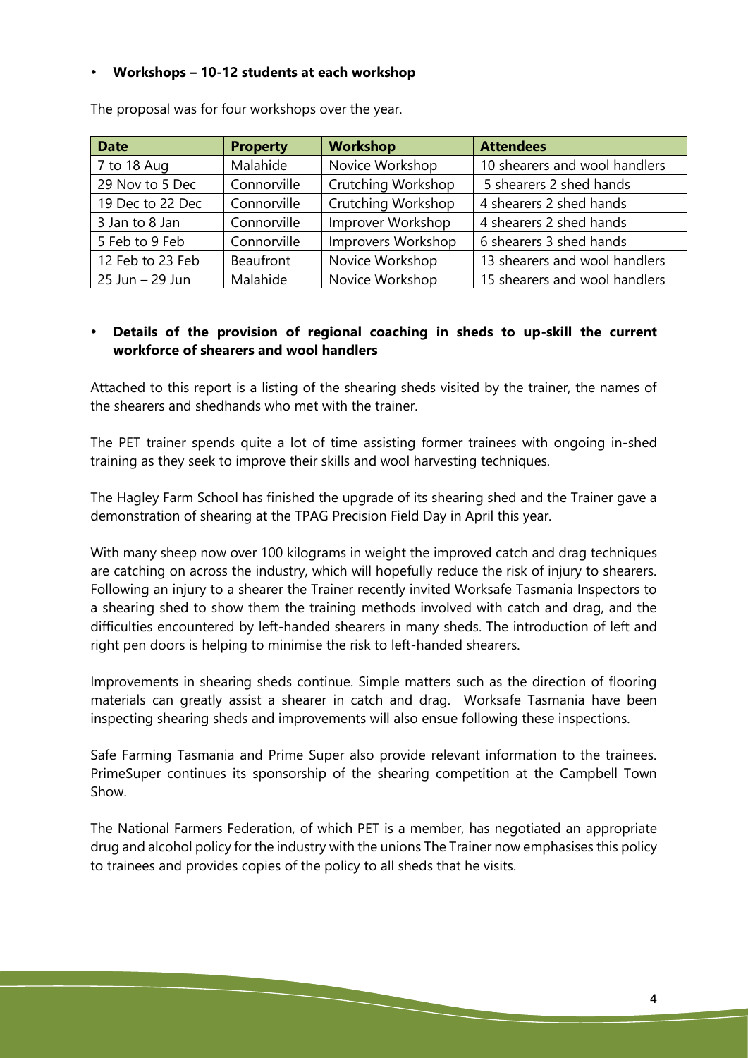- **Workshops – 10-12 students at each workshop**

The proposal was for four workshops over the year.

| Date | Property | Workshop | Attendees |
|---|---|---|---|
| 7 to 18 Aug | Malahide | Novice Workshop | 10 shearers and wool handlers |
| 29 Nov to 5 Dec | Connorville | Crutching Workshop | 5 shearers 2 shed hands |
| 19 Dec to 22 Dec | Connorville | Crutching Workshop | 4 shearers 2 shed hands |
| 3 Jan to 8 Jan | Connorville | Improver Workshop | 4 shearers 2 shed hands |
| 5 Feb to 9 Feb | Connorville | Improvers Workshop | 6 shearers 3 shed hands |
| 12 Feb to 23 Feb | Beaufront | Novice Workshop | 13 shearers and wool handlers |
| 25 Jun – 29 Jun | Malahide | Novice Workshop | 15 shearers and wool handlers |

- **Details of the provision of regional coaching in sheds to up-skill the current workforce of shearers and wool handlers**

Attached to this report is a listing of the shearing sheds visited by the trainer, the names of the shearers and shedhands who met with the trainer.

The PET trainer spends quite a lot of time assisting former trainees with ongoing in-shed training as they seek to improve their skills and wool harvesting techniques.

The Hagley Farm School has finished the upgrade of its shearing shed and the Trainer gave a demonstration of shearing at the TPAG Precision Field Day in April this year.

With many sheep now over 100 kilograms in weight the improved catch and drag techniques are catching on across the industry, which will hopefully reduce the risk of injury to shearers. Following an injury to a shearer the Trainer recently invited Worksafe Tasmania Inspectors to a shearing shed to show them the training methods involved with catch and drag, and the difficulties encountered by left-handed shearers in many sheds. The introduction of left and right pen doors is helping to minimise the risk to left-handed shearers.

Improvements in shearing sheds continue. Simple matters such as the direction of flooring materials can greatly assist a shearer in catch and drag. Worksafe Tasmania have been inspecting shearing sheds and improvements will also ensue following these inspections.

Safe Farming Tasmania and Prime Super also provide relevant information to the trainees. PrimeSuper continues its sponsorship of the shearing competition at the Campbell Town Show.

The National Farmers Federation, of which PET is a member, has negotiated an appropriate drug and alcohol policy for the industry with the unions The Trainer now emphasises this policy to trainees and provides copies of the policy to all sheds that he visits.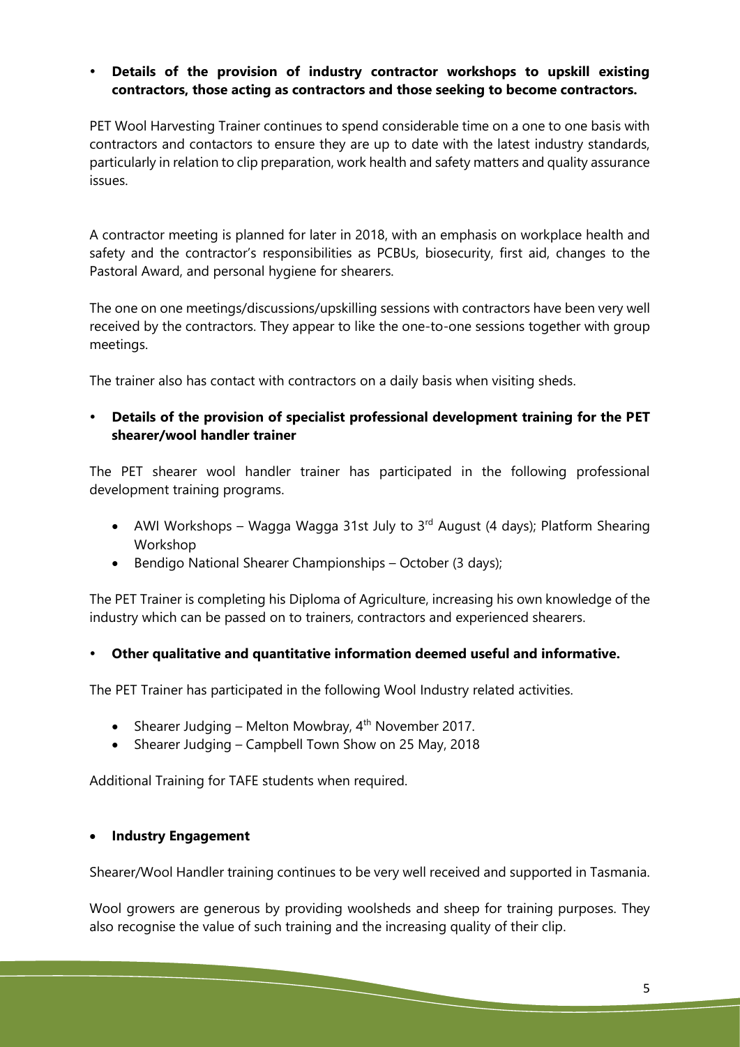- **Details of the provision of industry contractor workshops to upskill existing contractors, those acting as contractors and those seeking to become contractors.**

PET Wool Harvesting Trainer continues to spend considerable time on a one to one basis with contractors and contactors to ensure they are up to date with the latest industry standards, particularly in relation to clip preparation, work health and safety matters and quality assurance issues.

A contractor meeting is planned for later in 2018, with an emphasis on workplace health and safety and the contractor's responsibilities as PCBUs, biosecurity, first aid, changes to the Pastoral Award, and personal hygiene for shearers.

The one on one meetings/discussions/upskilling sessions with contractors have been very well received by the contractors. They appear to like the one-to-one sessions together with group meetings.

The trainer also has contact with contractors on a daily basis when visiting sheds.

- **Details of the provision of specialist professional development training for the PET shearer/wool handler trainer**

The PET shearer wool handler trainer has participated in the following professional development training programs.

- AWI Workshops – Wagga Wagga 31st July to 3rd August (4 days); Platform Shearing Workshop
- Bendigo National Shearer Championships – October (3 days);

The PET Trainer is completing his Diploma of Agriculture, increasing his own knowledge of the industry which can be passed on to trainers, contractors and experienced shearers.

- **Other qualitative and quantitative information deemed useful and informative.**

The PET Trainer has participated in the following Wool Industry related activities.

- Shearer Judging – Melton Mowbray, 4th November 2017.
- Shearer Judging – Campbell Town Show on 25 May, 2018

Additional Training for TAFE students when required.

- **Industry Engagement**

Shearer/Wool Handler training continues to be very well received and supported in Tasmania.

Wool growers are generous by providing woolsheds and sheep for training purposes. They also recognise the value of such training and the increasing quality of their clip.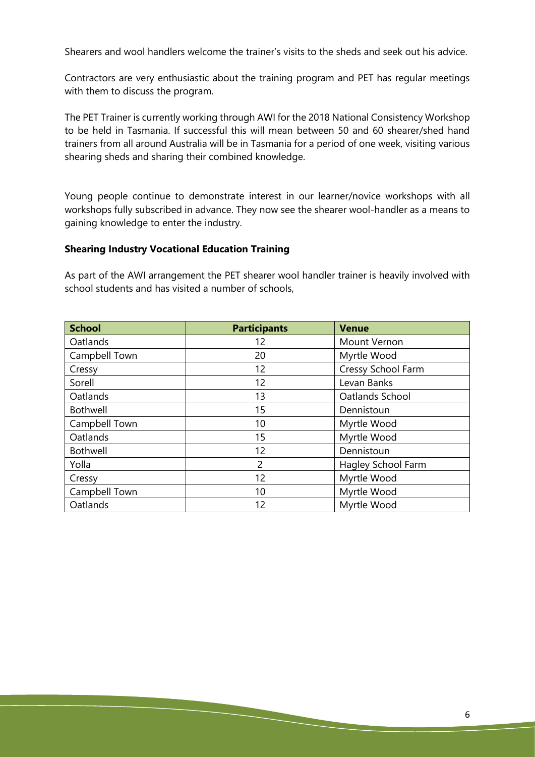Shearers and wool handlers welcome the trainer's visits to the sheds and seek out his advice.

Contractors are very enthusiastic about the training program and PET has regular meetings with them to discuss the program.

The PET Trainer is currently working through AWI for the 2018 National Consistency Workshop to be held in Tasmania. If successful this will mean between 50 and 60 shearer/shed hand trainers from all around Australia will be in Tasmania for a period of one week, visiting various shearing sheds and sharing their combined knowledge.

Young people continue to demonstrate interest in our learner/novice workshops with all workshops fully subscribed in advance. They now see the shearer wool-handler as a means to gaining knowledge to enter the industry.

**Shearing Industry Vocational Education Training**

As part of the AWI arrangement the PET shearer wool handler trainer is heavily involved with school students and has visited a number of schools,

| School | Participants | Venue |
|---|---|---|
| Oatlands | 12 | Mount Vernon |
| Campbell Town | 20 | Myrtle Wood |
| Cressy | 12 | Cressy School Farm |
| Sorell | 12 | Levan Banks |
| Oatlands | 13 | Oatlands School |
| Bothwell | 15 | Dennistoun |
| Campbell Town | 10 | Myrtle Wood |
| Oatlands | 15 | Myrtle Wood |
| Bothwell | 12 | Dennistoun |
| Yolla | 2 | Hagley School Farm |
| Cressy | 12 | Myrtle Wood |
| Campbell Town | 10 | Myrtle Wood |
| Oatlands | 12 | Myrtle Wood |